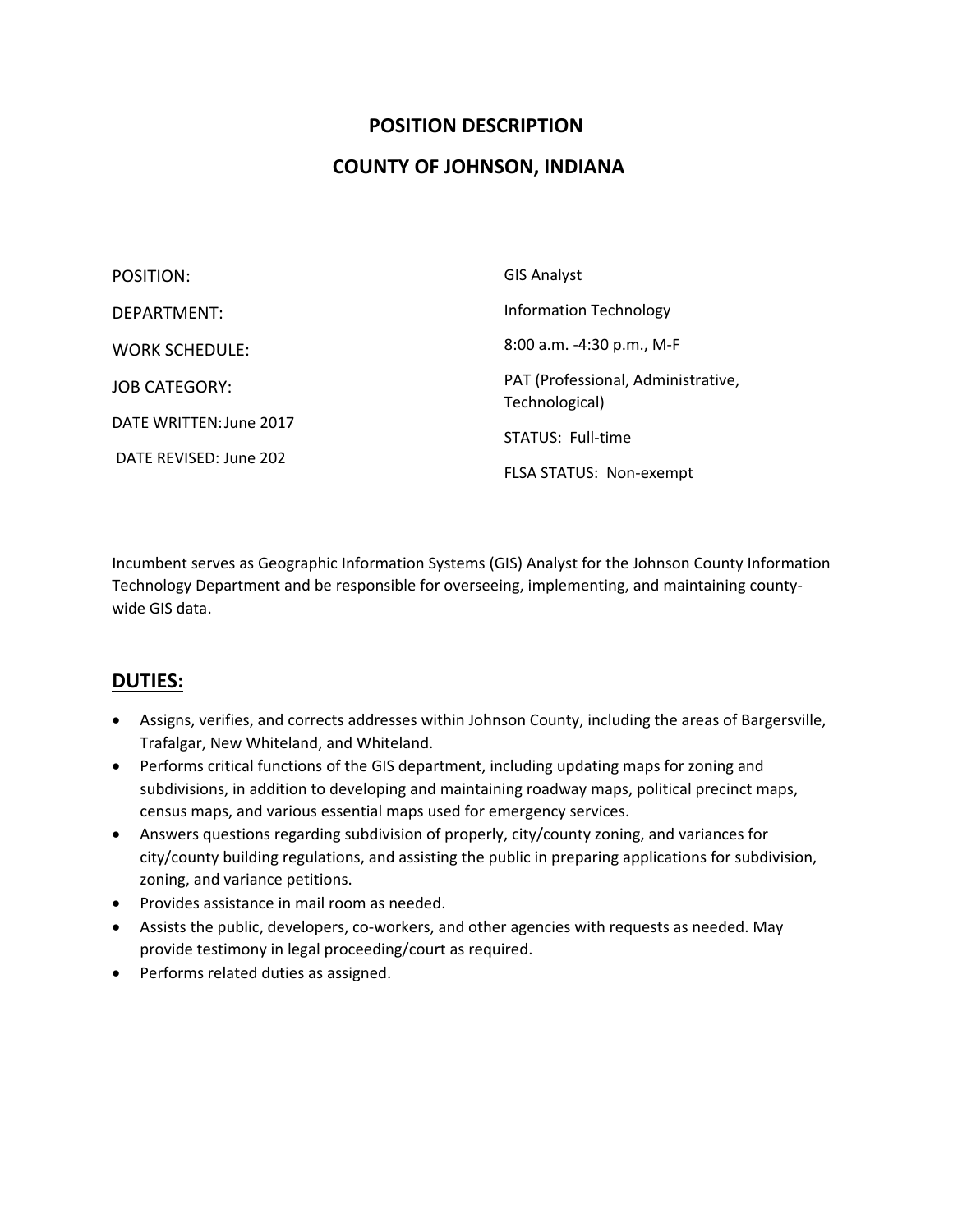# POSITION DESCRIPTION

# COUNTY OF JOHNSON, INDIANA

| | |
|---|---|
| POSITION: | GIS Analyst |
| DEPARTMENT: | Information Technology |
| WORK SCHEDULE: | 8:00 a.m. -4:30 p.m., M-F |
| JOB CATEGORY: | PAT (Professional, Administrative, Technological) |
| DATE WRITTEN: June 2017 | STATUS: Full-time |
| DATE REVISED: June 202 | FLSA STATUS: Non-exempt |

Incumbent serves as Geographic Information Systems (GIS) Analyst for the Johnson County Information Technology Department and be responsible for overseeing, implementing, and maintaining county-wide GIS data.

## DUTIES:

- Assigns, verifies, and corrects addresses within Johnson County, including the areas of Bargersville, Trafalgar, New Whiteland, and Whiteland.
- Performs critical functions of the GIS department, including updating maps for zoning and subdivisions, in addition to developing and maintaining roadway maps, political precinct maps, census maps, and various essential maps used for emergency services.
- Answers questions regarding subdivision of properly, city/county zoning, and variances for city/county building regulations, and assisting the public in preparing applications for subdivision, zoning, and variance petitions.
- Provides assistance in mail room as needed.
- Assists the public, developers, co-workers, and other agencies with requests as needed. May provide testimony in legal proceeding/court as required.
- Performs related duties as assigned.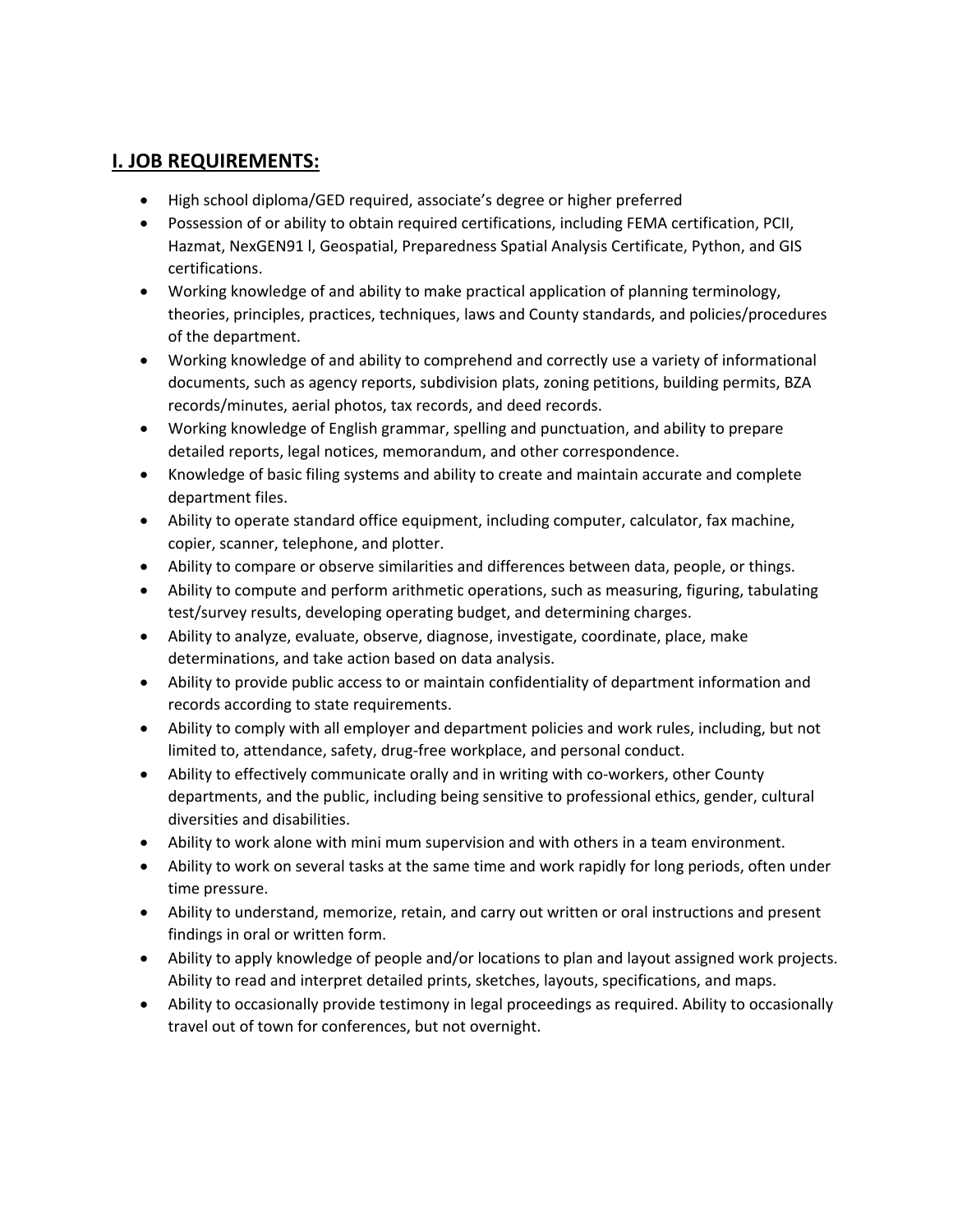## I. JOB REQUIREMENTS:

- High school diploma/GED required, associate's degree or higher preferred
- Possession of or ability to obtain required certifications, including FEMA certification, PCII, Hazmat, NexGEN91 l, Geospatial, Preparedness Spatial Analysis Certificate, Python, and GIS certifications.
- Working knowledge of and ability to make practical application of planning terminology, theories, principles, practices, techniques, laws and County standards, and policies/procedures of the department.
- Working knowledge of and ability to comprehend and correctly use a variety of informational documents, such as agency reports, subdivision plats, zoning petitions, building permits, BZA records/minutes, aerial photos, tax records, and deed records.
- Working knowledge of English grammar, spelling and punctuation, and ability to prepare detailed reports, legal notices, memorandum, and other correspondence.
- Knowledge of basic filing systems and ability to create and maintain accurate and complete department files.
- Ability to operate standard office equipment, including computer, calculator, fax machine, copier, scanner, telephone, and plotter.
- Ability to compare or observe similarities and differences between data, people, or things.
- Ability to compute and perform arithmetic operations, such as measuring, figuring, tabulating test/survey results, developing operating budget, and determining charges.
- Ability to analyze, evaluate, observe, diagnose, investigate, coordinate, place, make determinations, and take action based on data analysis.
- Ability to provide public access to or maintain confidentiality of department information and records according to state requirements.
- Ability to comply with all employer and department policies and work rules, including, but not limited to, attendance, safety, drug-free workplace, and personal conduct.
- Ability to effectively communicate orally and in writing with co-workers, other County departments, and the public, including being sensitive to professional ethics, gender, cultural diversities and disabilities.
- Ability to work alone with mini mum supervision and with others in a team environment.
- Ability to work on several tasks at the same time and work rapidly for long periods, often under time pressure.
- Ability to understand, memorize, retain, and carry out written or oral instructions and present findings in oral or written form.
- Ability to apply knowledge of people and/or locations to plan and layout assigned work projects. Ability to read and interpret detailed prints, sketches, layouts, specifications, and maps.
- Ability to occasionally provide testimony in legal proceedings as required. Ability to occasionally travel out of town for conferences, but not overnight.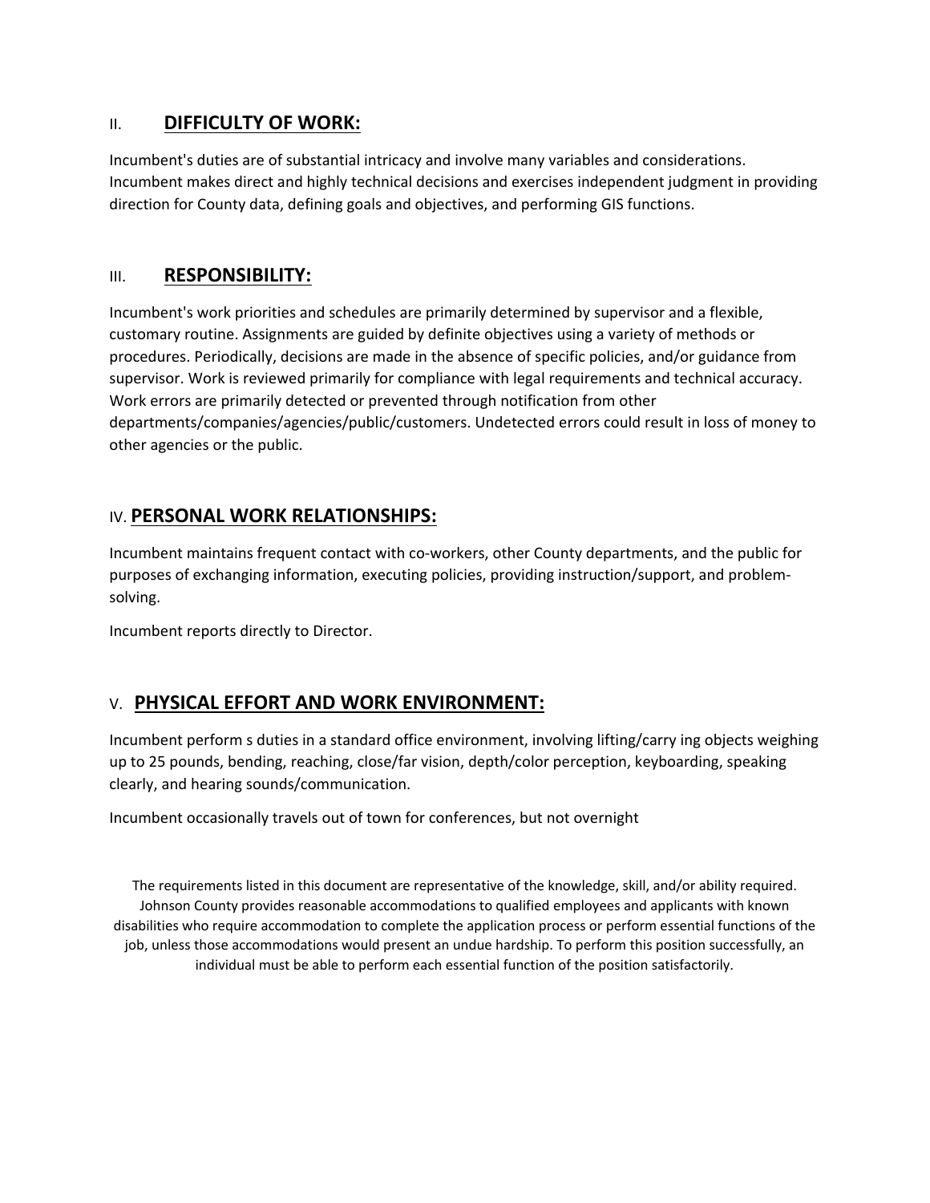## II. DIFFICULTY OF WORK:

Incumbent's duties are of substantial intricacy and involve many variables and considerations. Incumbent makes direct and highly technical decisions and exercises independent judgment in providing direction for County data, defining goals and objectives, and performing GIS functions.

## III. RESPONSIBILITY:

Incumbent's work priorities and schedules are primarily determined by supervisor and a flexible, customary routine. Assignments are guided by definite objectives using a variety of methods or procedures. Periodically, decisions are made in the absence of specific policies, and/or guidance from supervisor. Work is reviewed primarily for compliance with legal requirements and technical accuracy. Work errors are primarily detected or prevented through notification from other departments/companies/agencies/public/customers. Undetected errors could result in loss of money to other agencies or the public.

## IV. PERSONAL WORK RELATIONSHIPS:

Incumbent maintains frequent contact with co-workers, other County departments, and the public for purposes of exchanging information, executing policies, providing instruction/support, and problem-solving.

Incumbent reports directly to Director.

## V. PHYSICAL EFFORT AND WORK ENVIRONMENT:

Incumbent perform s duties in a standard office environment, involving lifting/carry ing objects weighing up to 25 pounds, bending, reaching, close/far vision, depth/color perception, keyboarding, speaking clearly, and hearing sounds/communication.

Incumbent occasionally travels out of town for conferences, but not overnight

The requirements listed in this document are representative of the knowledge, skill, and/or ability required. Johnson County provides reasonable accommodations to qualified employees and applicants with known disabilities who require accommodation to complete the application process or perform essential functions of the job, unless those accommodations would present an undue hardship. To perform this position successfully, an individual must be able to perform each essential function of the position satisfactorily.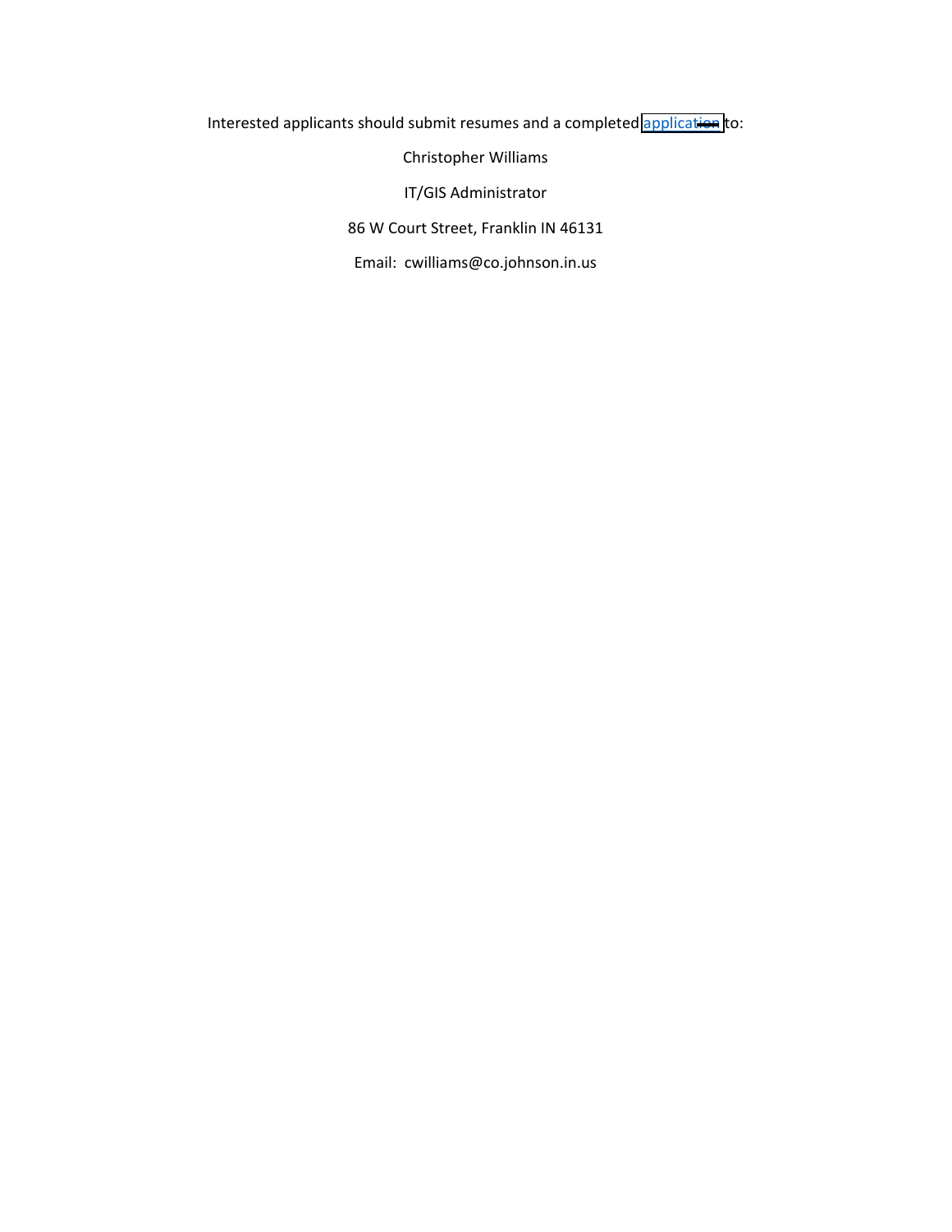Interested applicants should submit resumes and a completed application to:

Christopher Williams

IT/GIS Administrator

86 W Court Street, Franklin IN 46131

Email: cwilliams@co.johnson.in.us